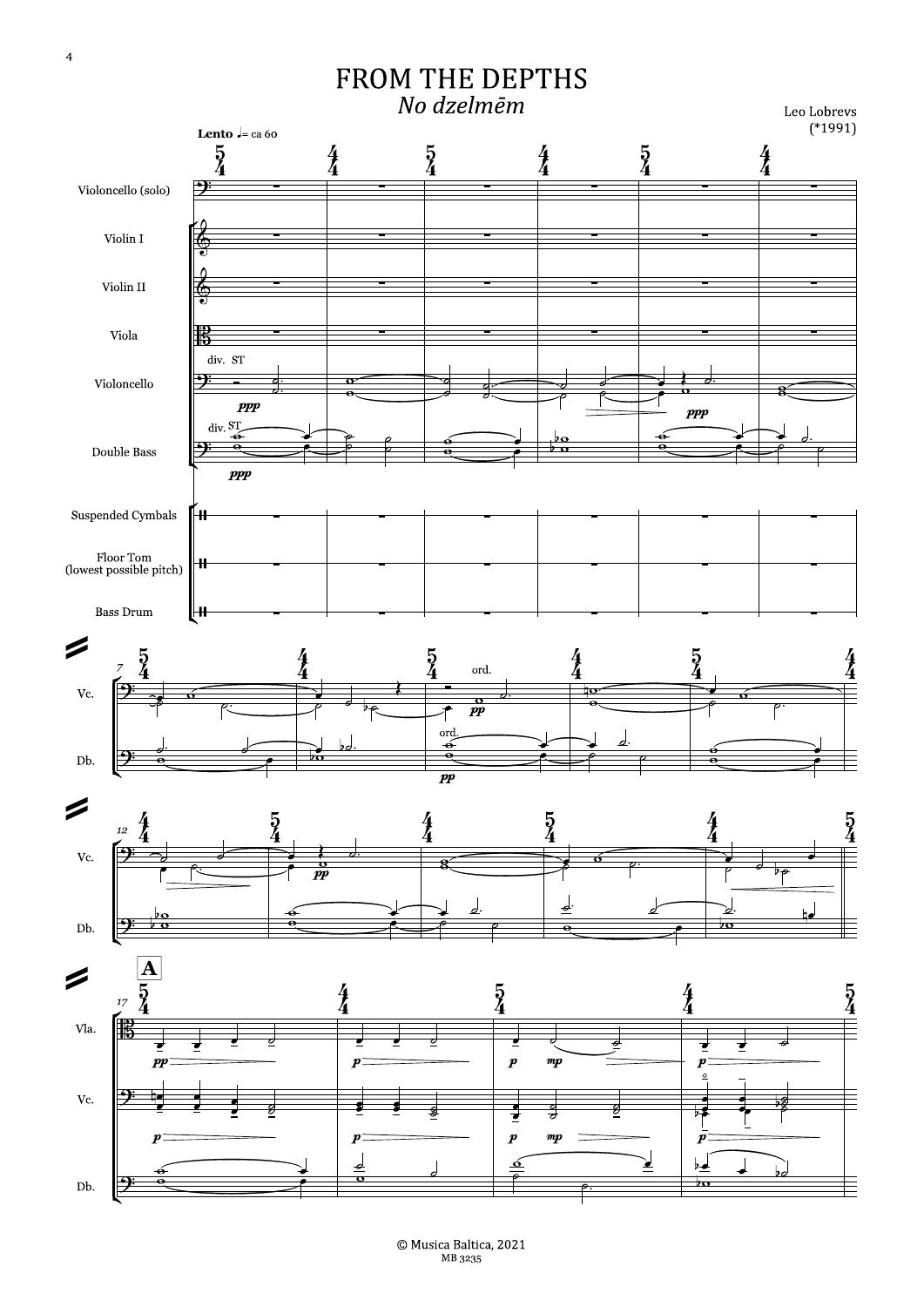# FROM THE DEPTHS

*No dzelmēm*

Leo Lobrevs
(*1991)

© Musica Baltica, 2021
MB 3235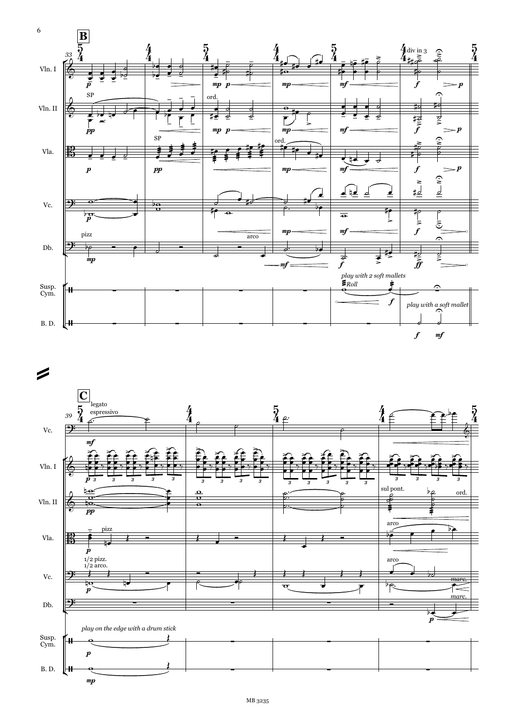**B**

Vln. I

Vln. II

Vla.

Vc.

Db.

Susp. Cym.

B. D.

SP

ord.

SP

ord.

pizz

arco

div in 3

*play with 2 soft mallets*

*Roll*

*play with a soft mallet*

**C**

legato
espressivo

Vc.

Vln. I

Vln. II

Vla.

Vc.

Db.

Susp. Cym.

B. D.

pizz

1/2 pizz.
1/2 arco.

sul pont.

ord.

arco

arco

*marc.*

*marc.*

*play on the edge with a drum stick*